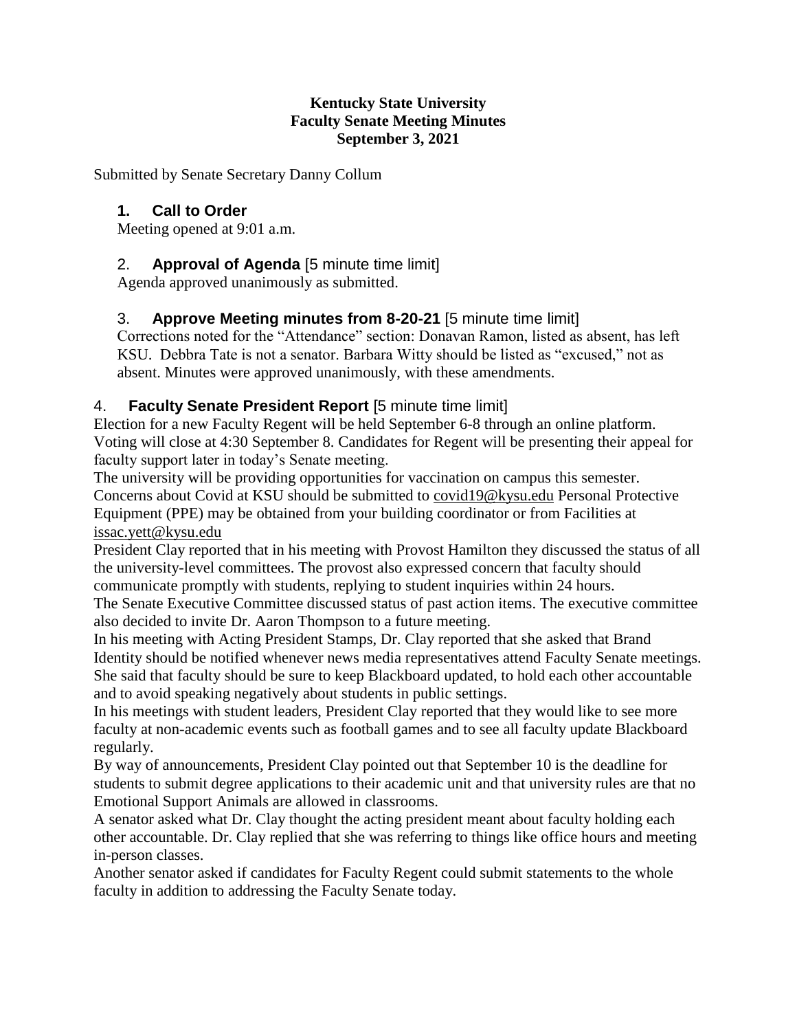**Kentucky State University**
**Faculty Senate Meeting Minutes**
**September 3, 2021**

Submitted by Senate Secretary Danny Collum

## 1. Call to Order

Meeting opened at 9:01 a.m.

## 2. Approval of Agenda [5 minute time limit]

Agenda approved unanimously as submitted.

## 3. Approve Meeting minutes from 8-20-21 [5 minute time limit]

Corrections noted for the "Attendance" section: Donavan Ramon, listed as absent, has left KSU. Debbra Tate is not a senator. Barbara Witty should be listed as "excused," not as absent. Minutes were approved unanimously, with these amendments.

## 4. Faculty Senate President Report [5 minute time limit]

Election for a new Faculty Regent will be held September 6-8 through an online platform. Voting will close at 4:30 September 8. Candidates for Regent will be presenting their appeal for faculty support later in today's Senate meeting.

The university will be providing opportunities for vaccination on campus this semester. Concerns about Covid at KSU should be submitted to covid19@kysu.edu Personal Protective Equipment (PPE) may be obtained from your building coordinator or from Facilities at issac.yett@kysu.edu

President Clay reported that in his meeting with Provost Hamilton they discussed the status of all the university-level committees. The provost also expressed concern that faculty should communicate promptly with students, replying to student inquiries within 24 hours.

The Senate Executive Committee discussed status of past action items. The executive committee also decided to invite Dr. Aaron Thompson to a future meeting.

In his meeting with Acting President Stamps, Dr. Clay reported that she asked that Brand Identity should be notified whenever news media representatives attend Faculty Senate meetings. She said that faculty should be sure to keep Blackboard updated, to hold each other accountable and to avoid speaking negatively about students in public settings.

In his meetings with student leaders, President Clay reported that they would like to see more faculty at non-academic events such as football games and to see all faculty update Blackboard regularly.

By way of announcements, President Clay pointed out that September 10 is the deadline for students to submit degree applications to their academic unit and that university rules are that no Emotional Support Animals are allowed in classrooms.

A senator asked what Dr. Clay thought the acting president meant about faculty holding each other accountable. Dr. Clay replied that she was referring to things like office hours and meeting in-person classes.

Another senator asked if candidates for Faculty Regent could submit statements to the whole faculty in addition to addressing the Faculty Senate today.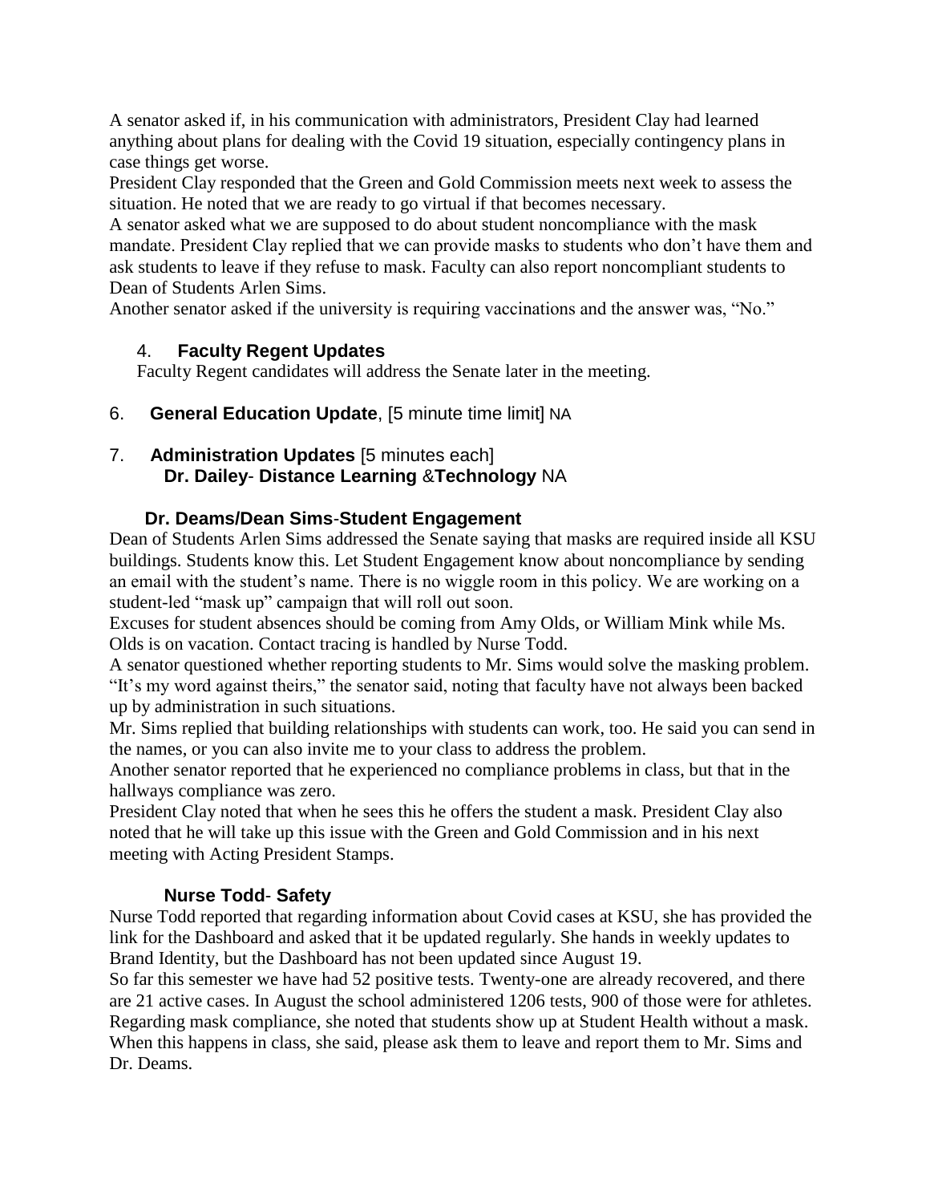A senator asked if, in his communication with administrators, President Clay had learned anything about plans for dealing with the Covid 19 situation, especially contingency plans in case things get worse.

President Clay responded that the Green and Gold Commission meets next week to assess the situation. He noted that we are ready to go virtual if that becomes necessary.

A senator asked what we are supposed to do about student noncompliance with the mask mandate. President Clay replied that we can provide masks to students who don't have them and ask students to leave if they refuse to mask. Faculty can also report noncompliant students to Dean of Students Arlen Sims.

Another senator asked if the university is requiring vaccinations and the answer was, "No."

4. **Faculty Regent Updates**

Faculty Regent candidates will address the Senate later in the meeting.

6. **General Education Update**, [5 minute time limit] NA

7. **Administration Updates** [5 minutes each]

**Dr. Dailey- Distance Learning** &**Technology** NA

**Dr. Deams/Dean Sims-Student Engagement**

Dean of Students Arlen Sims addressed the Senate saying that masks are required inside all KSU buildings. Students know this. Let Student Engagement know about noncompliance by sending an email with the student's name. There is no wiggle room in this policy. We are working on a student-led "mask up" campaign that will roll out soon.

Excuses for student absences should be coming from Amy Olds, or William Mink while Ms. Olds is on vacation. Contact tracing is handled by Nurse Todd.

A senator questioned whether reporting students to Mr. Sims would solve the masking problem. "It's my word against theirs," the senator said, noting that faculty have not always been backed up by administration in such situations.

Mr. Sims replied that building relationships with students can work, too. He said you can send in the names, or you can also invite me to your class to address the problem.

Another senator reported that he experienced no compliance problems in class, but that in the hallways compliance was zero.

President Clay noted that when he sees this he offers the student a mask. President Clay also noted that he will take up this issue with the Green and Gold Commission and in his next meeting with Acting President Stamps.

**Nurse Todd- Safety**

Nurse Todd reported that regarding information about Covid cases at KSU, she has provided the link for the Dashboard and asked that it be updated regularly. She hands in weekly updates to Brand Identity, but the Dashboard has not been updated since August 19.

So far this semester we have had 52 positive tests. Twenty-one are already recovered, and there are 21 active cases. In August the school administered 1206 tests, 900 of those were for athletes. Regarding mask compliance, she noted that students show up at Student Health without a mask. When this happens in class, she said, please ask them to leave and report them to Mr. Sims and Dr. Deams.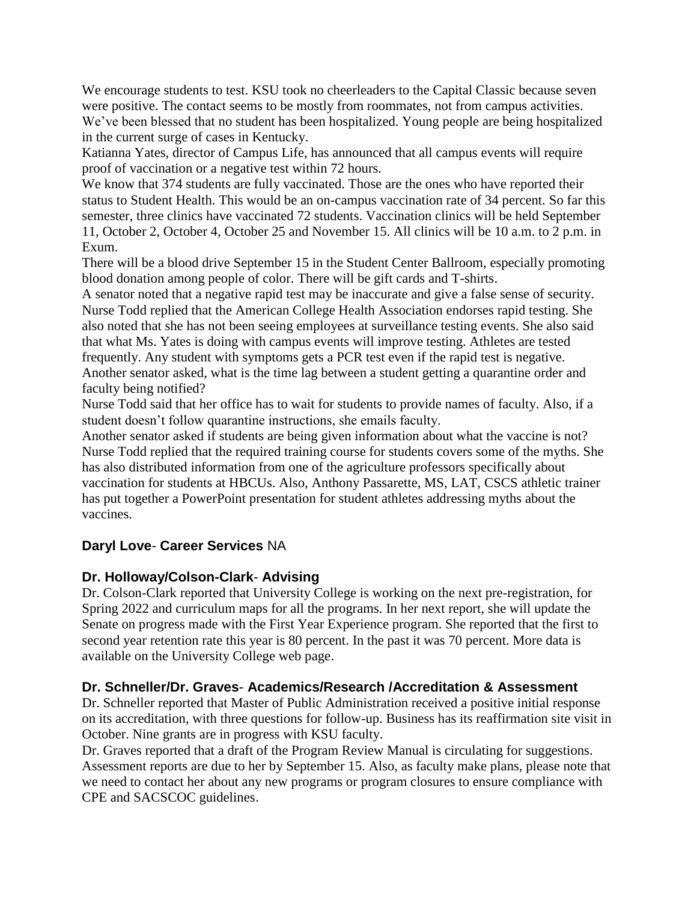We encourage students to test. KSU took no cheerleaders to the Capital Classic because seven were positive. The contact seems to be mostly from roommates, not from campus activities. We've been blessed that no student has been hospitalized. Young people are being hospitalized in the current surge of cases in Kentucky.

Katianna Yates, director of Campus Life, has announced that all campus events will require proof of vaccination or a negative test within 72 hours.

We know that 374 students are fully vaccinated. Those are the ones who have reported their status to Student Health. This would be an on-campus vaccination rate of 34 percent. So far this semester, three clinics have vaccinated 72 students. Vaccination clinics will be held September 11, October 2, October 4, October 25 and November 15. All clinics will be 10 a.m. to 2 p.m. in Exum.

There will be a blood drive September 15 in the Student Center Ballroom, especially promoting blood donation among people of color. There will be gift cards and T-shirts.

A senator noted that a negative rapid test may be inaccurate and give a false sense of security. Nurse Todd replied that the American College Health Association endorses rapid testing. She also noted that she has not been seeing employees at surveillance testing events. She also said that what Ms. Yates is doing with campus events will improve testing. Athletes are tested frequently. Any student with symptoms gets a PCR test even if the rapid test is negative.

Another senator asked, what is the time lag between a student getting a quarantine order and faculty being notified?

Nurse Todd said that her office has to wait for students to provide names of faculty. Also, if a student doesn't follow quarantine instructions, she emails faculty.

Another senator asked if students are being given information about what the vaccine is not? Nurse Todd replied that the required training course for students covers some of the myths. She has also distributed information from one of the agriculture professors specifically about vaccination for students at HBCUs. Also, Anthony Passarette, MS, LAT, CSCS athletic trainer has put together a PowerPoint presentation for student athletes addressing myths about the vaccines.

**Daryl Love**- **Career Services** NA

**Dr. Holloway/Colson-Clark**- **Advising**

Dr. Colson-Clark reported that University College is working on the next pre-registration, for Spring 2022 and curriculum maps for all the programs. In her next report, she will update the Senate on progress made with the First Year Experience program. She reported that the first to second year retention rate this year is 80 percent. In the past it was 70 percent. More data is available on the University College web page.

**Dr. Schneller/Dr. Graves**- **Academics/Research /Accreditation & Assessment**

Dr. Schneller reported that Master of Public Administration received a positive initial response on its accreditation, with three questions for follow-up. Business has its reaffirmation site visit in October. Nine grants are in progress with KSU faculty.

Dr. Graves reported that a draft of the Program Review Manual is circulating for suggestions. Assessment reports are due to her by September 15. Also, as faculty make plans, please note that we need to contact her about any new programs or program closures to ensure compliance with CPE and SACSCOC guidelines.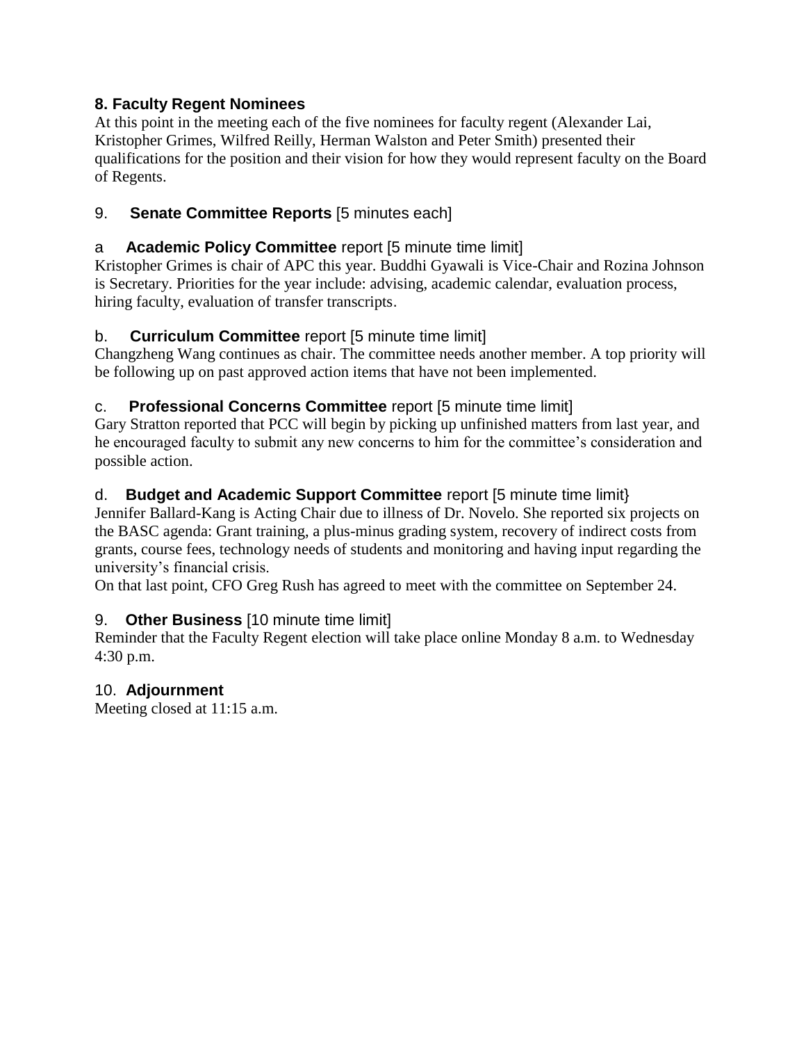## 8. Faculty Regent Nominees

At this point in the meeting each of the five nominees for faculty regent (Alexander Lai, Kristopher Grimes, Wilfred Reilly, Herman Walston and Peter Smith) presented their qualifications for the position and their vision for how they would represent faculty on the Board of Regents.

## 9. **Senate Committee Reports** [5 minutes each]

### a **Academic Policy Committee** report [5 minute time limit]

Kristopher Grimes is chair of APC this year. Buddhi Gyawali is Vice-Chair and Rozina Johnson is Secretary. Priorities for the year include: advising, academic calendar, evaluation process, hiring faculty, evaluation of transfer transcripts.

### b. **Curriculum Committee** report [5 minute time limit]

Changzheng Wang continues as chair. The committee needs another member. A top priority will be following up on past approved action items that have not been implemented.

### c. **Professional Concerns Committee** report [5 minute time limit]

Gary Stratton reported that PCC will begin by picking up unfinished matters from last year, and he encouraged faculty to submit any new concerns to him for the committee's consideration and possible action.

### d. **Budget and Academic Support Committee** report [5 minute time limit}

Jennifer Ballard-Kang is Acting Chair due to illness of Dr. Novelo. She reported six projects on the BASC agenda: Grant training, a plus-minus grading system, recovery of indirect costs from grants, course fees, technology needs of students and monitoring and having input regarding the university's financial crisis.

On that last point, CFO Greg Rush has agreed to meet with the committee on September 24.

## 9. **Other Business** [10 minute time limit]

Reminder that the Faculty Regent election will take place online Monday 8 a.m. to Wednesday 4:30 p.m.

## 10. **Adjournment**

Meeting closed at 11:15 a.m.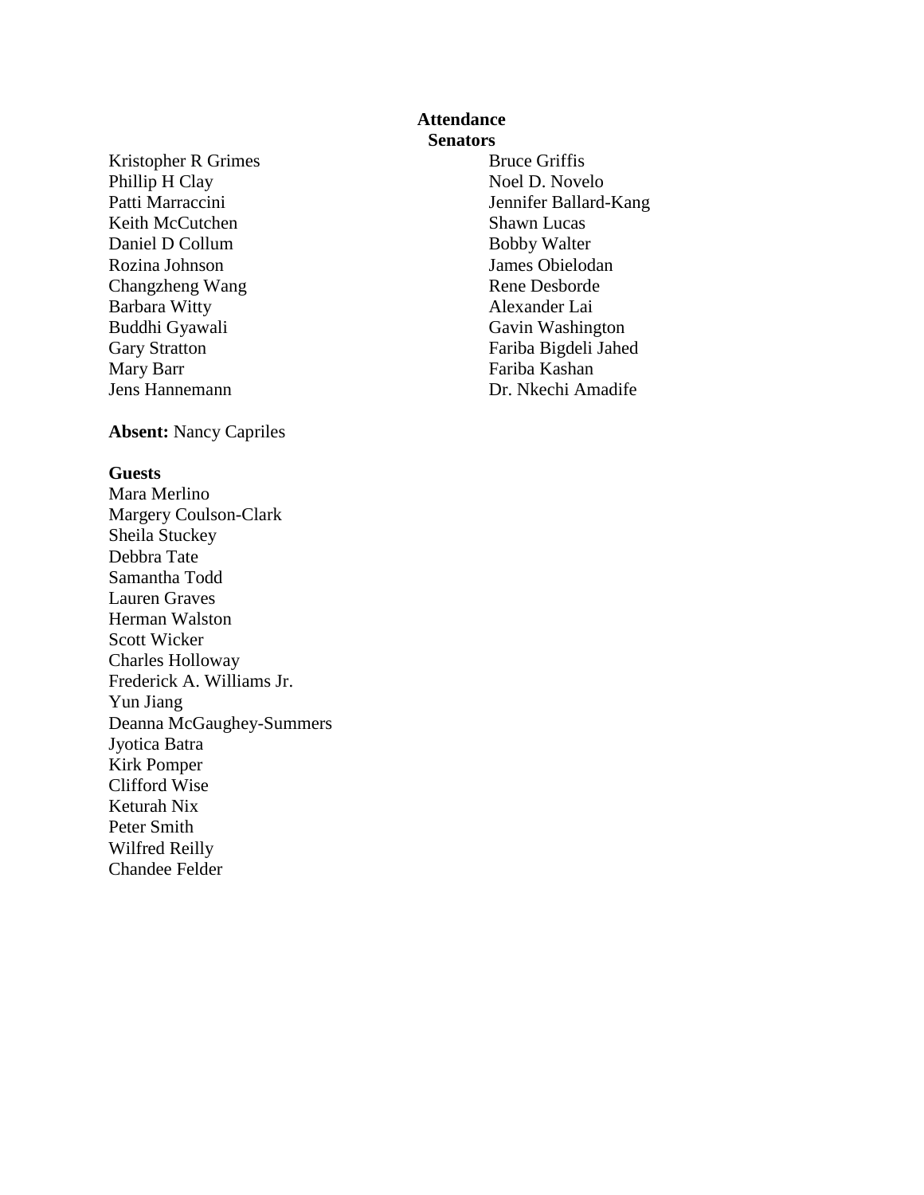**Attendance**

**Senators**

Kristopher R Grimes
Phillip H Clay
Patti Marraccini
Keith McCutchen
Daniel D Collum
Rozina Johnson
Changzheng Wang
Barbara Witty
Buddhi Gyawali
Gary Stratton
Mary Barr
Jens Hannemann
Bruce Griffis
Noel D. Novelo
Jennifer Ballard-Kang
Shawn Lucas
Bobby Walter
James Obielodan
Rene Desborde
Alexander Lai
Gavin Washington
Fariba Bigdeli Jahed
Fariba Kashan
Dr. Nkechi Amadife

**Absent:** Nancy Capriles

**Guests**

Mara Merlino
Margery Coulson-Clark
Sheila Stuckey
Debbra Tate
Samantha Todd
Lauren Graves
Herman Walston
Scott Wicker
Charles Holloway
Frederick A. Williams Jr.
Yun Jiang
Deanna McGaughey-Summers
Jyotica Batra
Kirk Pomper
Clifford Wise
Keturah Nix
Peter Smith
Wilfred Reilly
Chandee Felder